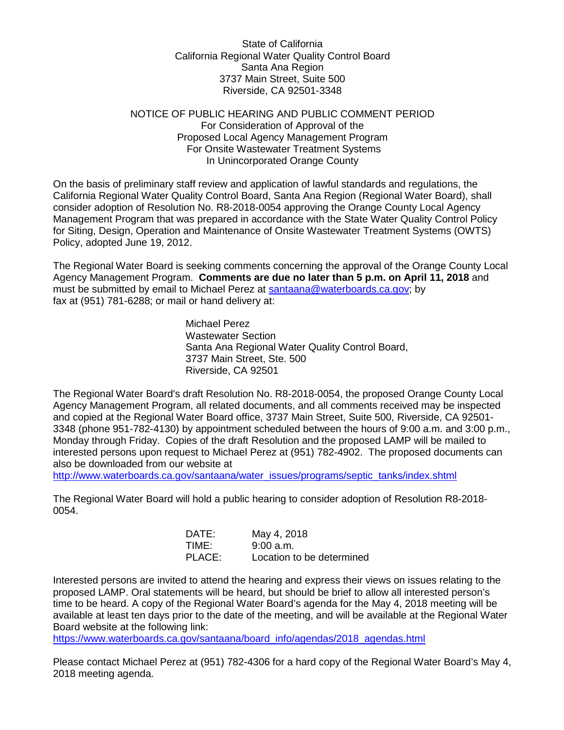State of California
California Regional Water Quality Control Board
Santa Ana Region
3737 Main Street, Suite 500
Riverside, CA 92501-3348

NOTICE OF PUBLIC HEARING AND PUBLIC COMMENT PERIOD
For Consideration of Approval of the
Proposed Local Agency Management Program
For Onsite Wastewater Treatment Systems
In Unincorporated Orange County

On the basis of preliminary staff review and application of lawful standards and regulations, the California Regional Water Quality Control Board, Santa Ana Region (Regional Water Board), shall consider adoption of Resolution No. R8-2018-0054 approving the Orange County Local Agency Management Program that was prepared in accordance with the State Water Quality Control Policy for Siting, Design, Operation and Maintenance of Onsite Wastewater Treatment Systems (OWTS) Policy, adopted June 19, 2012.

The Regional Water Board is seeking comments concerning the approval of the Orange County Local Agency Management Program. **Comments are due no later than 5 p.m. on April 11, 2018** and must be submitted by email to Michael Perez at santaana@waterboards.ca.gov; by fax at (951) 781-6288; or mail or hand delivery at:

Michael Perez
Wastewater Section
Santa Ana Regional Water Quality Control Board,
3737 Main Street, Ste. 500
Riverside, CA 92501

The Regional Water Board's draft Resolution No. R8-2018-0054, the proposed Orange County Local Agency Management Program, all related documents, and all comments received may be inspected and copied at the Regional Water Board office, 3737 Main Street, Suite 500, Riverside, CA 92501-3348 (phone 951-782-4130) by appointment scheduled between the hours of 9:00 a.m. and 3:00 p.m., Monday through Friday. Copies of the draft Resolution and the proposed LAMP will be mailed to interested persons upon request to Michael Perez at (951) 782-4902. The proposed documents can also be downloaded from our website at
http://www.waterboards.ca.gov/santaana/water_issues/programs/septic_tanks/index.shtml

The Regional Water Board will hold a public hearing to consider adoption of Resolution R8-2018-0054.

| | |
|---|---|
| DATE: | May 4, 2018 |
| TIME: | 9:00 a.m. |
| PLACE: | Location to be determined |

Interested persons are invited to attend the hearing and express their views on issues relating to the proposed LAMP. Oral statements will be heard, but should be brief to allow all interested person's time to be heard. A copy of the Regional Water Board's agenda for the May 4, 2018 meeting will be available at least ten days prior to the date of the meeting, and will be available at the Regional Water Board website at the following link:
https://www.waterboards.ca.gov/santaana/board_info/agendas/2018_agendas.html

Please contact Michael Perez at (951) 782-4306 for a hard copy of the Regional Water Board's May 4, 2018 meeting agenda.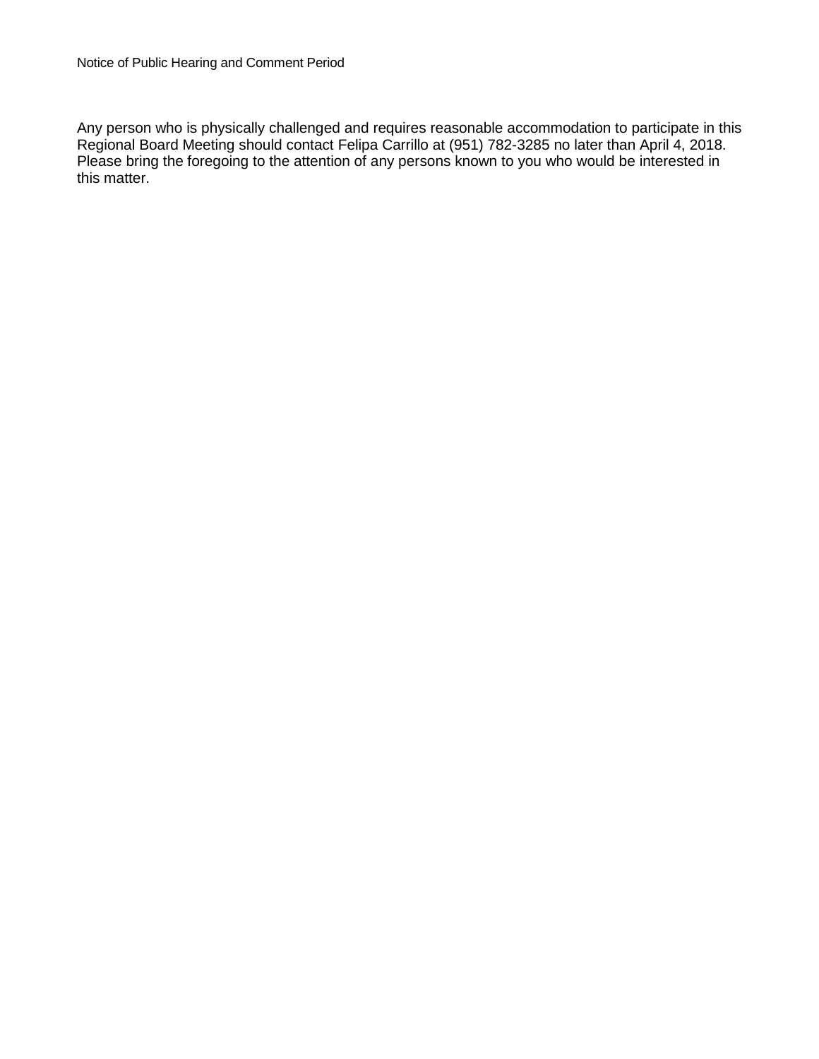Any person who is physically challenged and requires reasonable accommodation to participate in this Regional Board Meeting should contact Felipa Carrillo at (951) 782-3285 no later than April 4, 2018. Please bring the foregoing to the attention of any persons known to you who would be interested in this matter.